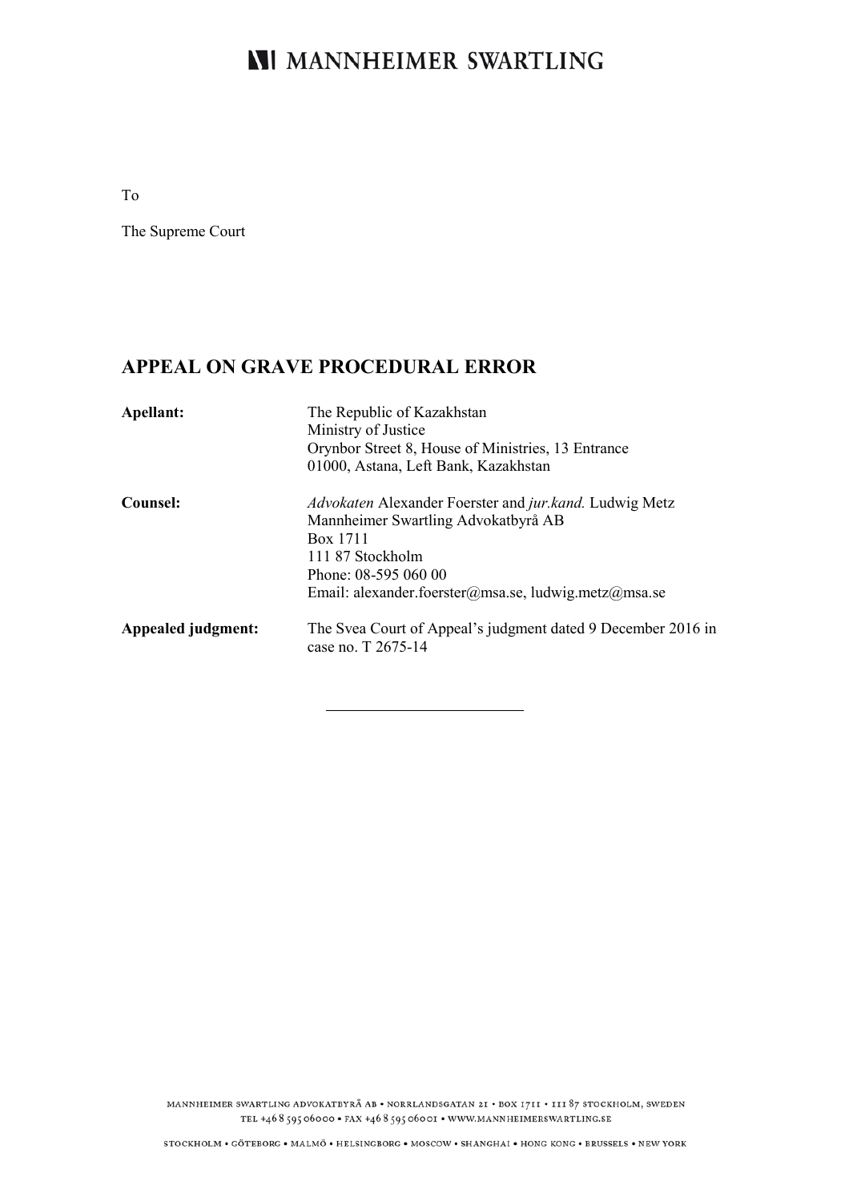# MANNHEIMER SWARTLING

To

The Supreme Court

## APPEAL ON GRAVE PROCEDURAL ERROR

| | |
|---|---|
| **Apellant:** | The Republic of Kazakhstan<br>Ministry of Justice<br>Orynbor Street 8, House of Ministries, 13 Entrance<br>01000, Astana, Left Bank, Kazakhstan |
| **Counsel:** | *Advokaten* Alexander Foerster and *jur.kand.* Ludwig Metz<br>Mannheimer Swartling Advokatbyrå AB<br>Box 1711<br>111 87 Stockholm<br>Phone: 08-595 060 00<br>Email: alexander.foerster@msa.se, ludwig.metz@msa.se |
| **Appealed judgment:** | The Svea Court of Appeal's judgment dated 9 December 2016 in case no. T 2675-14 |

---

MANNHEIMER SWARTLING ADVOKATBYRÅ AB • NORRLANDSGATAN 21 • BOX 1711 • 111 87 STOCKHOLM, SWEDEN
TEL +46 8 595 06000 • FAX +46 8 595 06001 • WWW.MANNHEIMERSWARTLING.SE

STOCKHOLM • GÖTEBORG • MALMÖ • HELSINGBORG • MOSCOW • SHANGHAI • HONG KONG • BRUSSELS • NEW YORK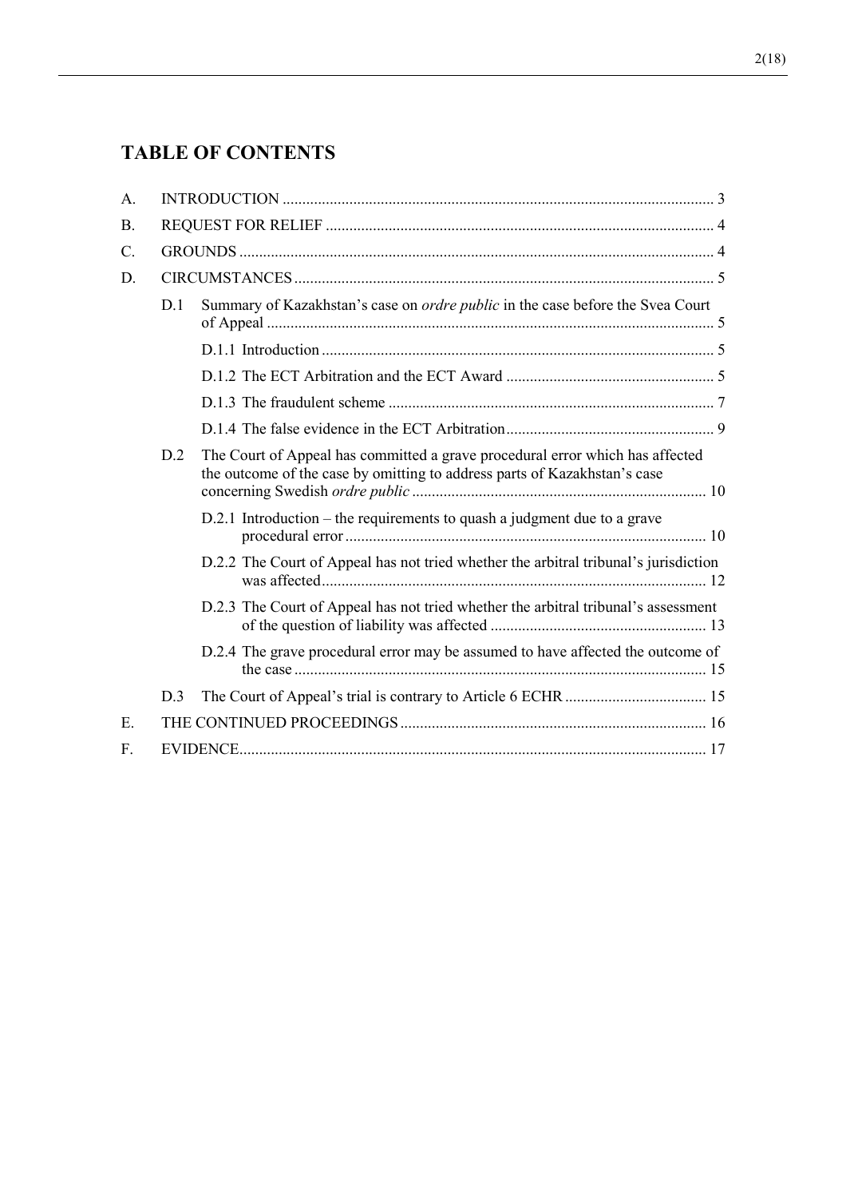## TABLE OF CONTENTS

A. INTRODUCTION ........................................................................................................... 3

B. REQUEST FOR RELIEF ................................................................................................ 4

C. GROUNDS ...................................................................................................................... 4

D. CIRCUMSTANCES ........................................................................................................ 5

- D.1 Summary of Kazakhstan's case on *ordre public* in the case before the Svea Court of Appeal ............................................................................................................... 5
  - D.1.1 Introduction ................................................................................................. 5
  - D.1.2 The ECT Arbitration and the ECT Award .................................................... 5
  - D.1.3 The fraudulent scheme ................................................................................. 7
  - D.1.4 The false evidence in the ECT Arbitration.................................................... 9
- D.2 The Court of Appeal has committed a grave procedural error which has affected the outcome of the case by omitting to address parts of Kazakhstan's case concerning Swedish *ordre public* .......................................................................... 10
  - D.2.1 Introduction – the requirements to quash a judgment due to a grave procedural error .......................................................................................... 10
  - D.2.2 The Court of Appeal has not tried whether the arbitral tribunal's jurisdiction was affected................................................................................................ 12
  - D.2.3 The Court of Appeal has not tried whether the arbitral tribunal's assessment of the question of liability was affected ...................................................... 13
  - D.2.4 The grave procedural error may be assumed to have affected the outcome of the case ...................................................................................................... 15
- D.3 The Court of Appeal's trial is contrary to Article 6 ECHR .................................... 15

E. THE CONTINUED PROCEEDINGS ............................................................................. 16

F. EVIDENCE..................................................................................................................... 17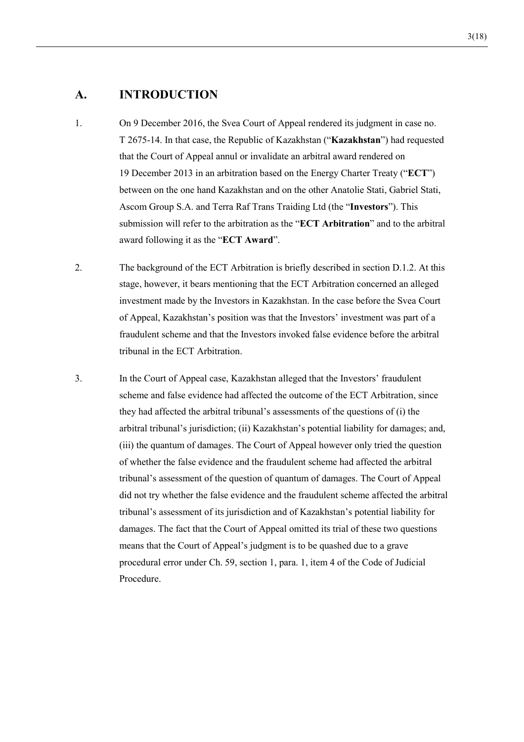## A. INTRODUCTION

1. On 9 December 2016, the Svea Court of Appeal rendered its judgment in case no. T 2675-14. In that case, the Republic of Kazakhstan ("**Kazakhstan**") had requested that the Court of Appeal annul or invalidate an arbitral award rendered on 19 December 2013 in an arbitration based on the Energy Charter Treaty ("**ECT**") between on the one hand Kazakhstan and on the other Anatolie Stati, Gabriel Stati, Ascom Group S.A. and Terra Raf Trans Traiding Ltd (the "**Investors**"). This submission will refer to the arbitration as the "**ECT Arbitration**" and to the arbitral award following it as the "**ECT Award**".

2. The background of the ECT Arbitration is briefly described in section D.1.2. At this stage, however, it bears mentioning that the ECT Arbitration concerned an alleged investment made by the Investors in Kazakhstan. In the case before the Svea Court of Appeal, Kazakhstan's position was that the Investors' investment was part of a fraudulent scheme and that the Investors invoked false evidence before the arbitral tribunal in the ECT Arbitration.

3. In the Court of Appeal case, Kazakhstan alleged that the Investors' fraudulent scheme and false evidence had affected the outcome of the ECT Arbitration, since they had affected the arbitral tribunal's assessments of the questions of (i) the arbitral tribunal's jurisdiction; (ii) Kazakhstan's potential liability for damages; and, (iii) the quantum of damages. The Court of Appeal however only tried the question of whether the false evidence and the fraudulent scheme had affected the arbitral tribunal's assessment of the question of quantum of damages. The Court of Appeal did not try whether the false evidence and the fraudulent scheme affected the arbitral tribunal's assessment of its jurisdiction and of Kazakhstan's potential liability for damages. The fact that the Court of Appeal omitted its trial of these two questions means that the Court of Appeal's judgment is to be quashed due to a grave procedural error under Ch. 59, section 1, para. 1, item 4 of the Code of Judicial Procedure.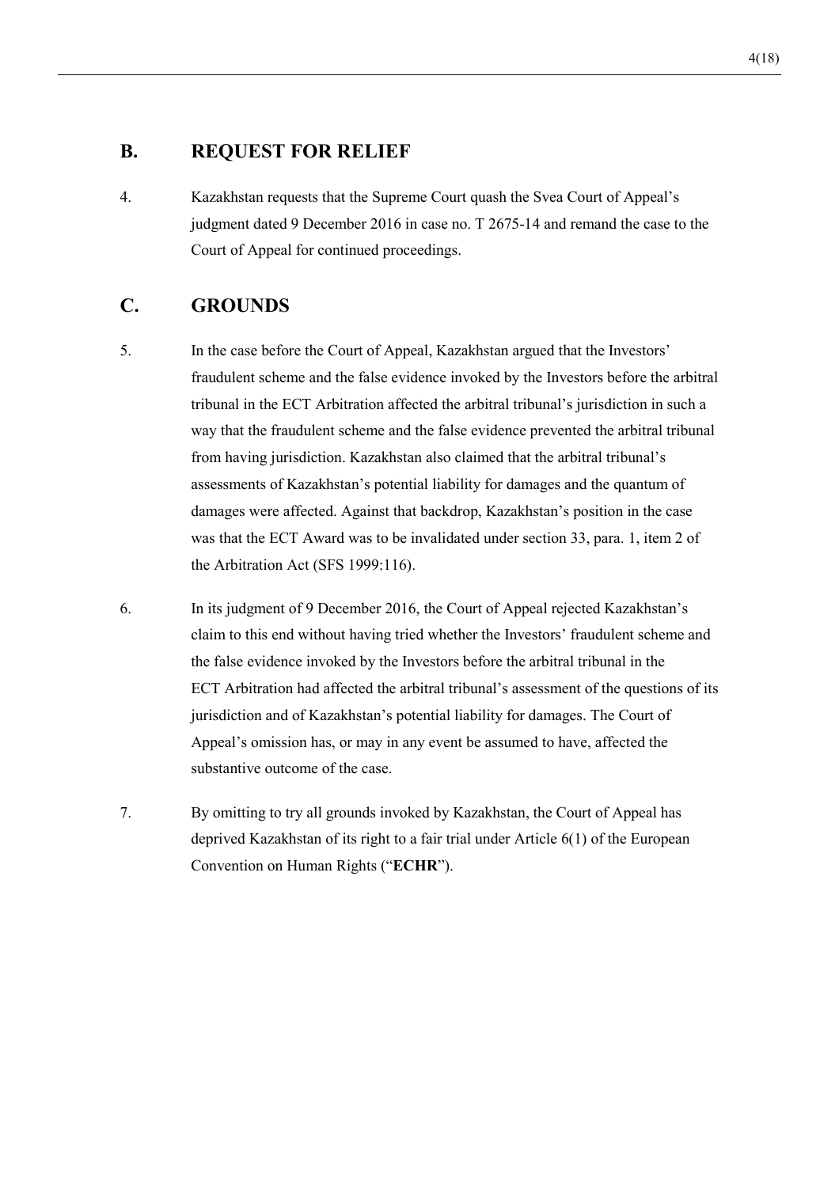## B. REQUEST FOR RELIEF

4. Kazakhstan requests that the Supreme Court quash the Svea Court of Appeal's judgment dated 9 December 2016 in case no. T 2675-14 and remand the case to the Court of Appeal for continued proceedings.

## C. GROUNDS

5. In the case before the Court of Appeal, Kazakhstan argued that the Investors' fraudulent scheme and the false evidence invoked by the Investors before the arbitral tribunal in the ECT Arbitration affected the arbitral tribunal's jurisdiction in such a way that the fraudulent scheme and the false evidence prevented the arbitral tribunal from having jurisdiction. Kazakhstan also claimed that the arbitral tribunal's assessments of Kazakhstan's potential liability for damages and the quantum of damages were affected. Against that backdrop, Kazakhstan's position in the case was that the ECT Award was to be invalidated under section 33, para. 1, item 2 of the Arbitration Act (SFS 1999:116).

6. In its judgment of 9 December 2016, the Court of Appeal rejected Kazakhstan's claim to this end without having tried whether the Investors' fraudulent scheme and the false evidence invoked by the Investors before the arbitral tribunal in the ECT Arbitration had affected the arbitral tribunal's assessment of the questions of its jurisdiction and of Kazakhstan's potential liability for damages. The Court of Appeal's omission has, or may in any event be assumed to have, affected the substantive outcome of the case.

7. By omitting to try all grounds invoked by Kazakhstan, the Court of Appeal has deprived Kazakhstan of its right to a fair trial under Article 6(1) of the European Convention on Human Rights ("**ECHR**").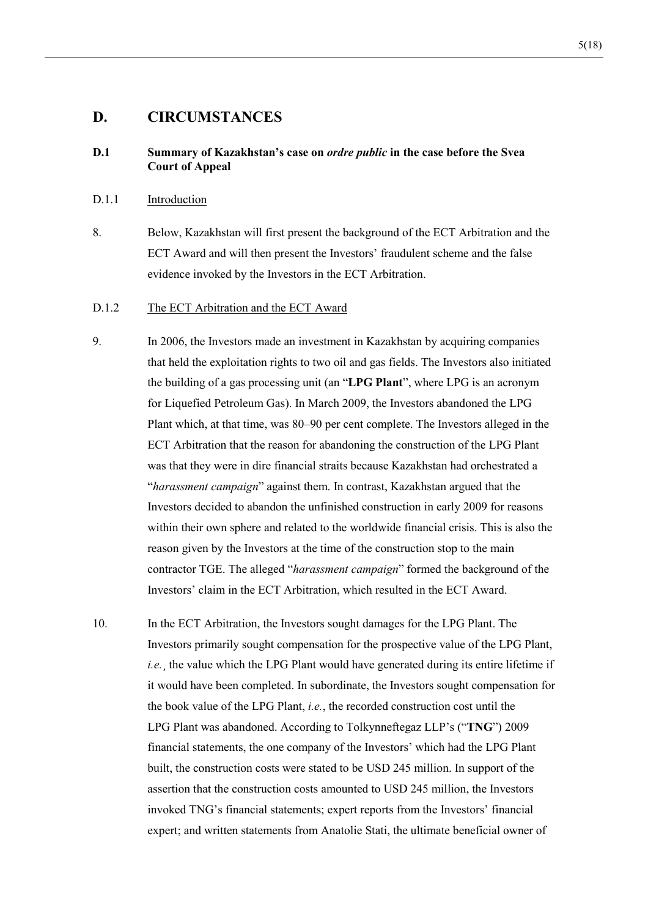## D. CIRCUMSTANCES

### D.1 Summary of Kazakhstan's case on *ordre public* in the case before the Svea Court of Appeal

D.1.1 Introduction

8. Below, Kazakhstan will first present the background of the ECT Arbitration and the ECT Award and will then present the Investors' fraudulent scheme and the false evidence invoked by the Investors in the ECT Arbitration.

D.1.2 The ECT Arbitration and the ECT Award

9. In 2006, the Investors made an investment in Kazakhstan by acquiring companies that held the exploitation rights to two oil and gas fields. The Investors also initiated the building of a gas processing unit (an "**LPG Plant**", where LPG is an acronym for Liquefied Petroleum Gas). In March 2009, the Investors abandoned the LPG Plant which, at that time, was 80–90 per cent complete. The Investors alleged in the ECT Arbitration that the reason for abandoning the construction of the LPG Plant was that they were in dire financial straits because Kazakhstan had orchestrated a "*harassment campaign*" against them. In contrast, Kazakhstan argued that the Investors decided to abandon the unfinished construction in early 2009 for reasons within their own sphere and related to the worldwide financial crisis. This is also the reason given by the Investors at the time of the construction stop to the main contractor TGE. The alleged "*harassment campaign*" formed the background of the Investors' claim in the ECT Arbitration, which resulted in the ECT Award.

10. In the ECT Arbitration, the Investors sought damages for the LPG Plant. The Investors primarily sought compensation for the prospective value of the LPG Plant, *i.e.*¸ the value which the LPG Plant would have generated during its entire lifetime if it would have been completed. In subordinate, the Investors sought compensation for the book value of the LPG Plant, *i.e.*, the recorded construction cost until the LPG Plant was abandoned. According to Tolkynneftegaz LLP's ("**TNG**") 2009 financial statements, the one company of the Investors' which had the LPG Plant built, the construction costs were stated to be USD 245 million. In support of the assertion that the construction costs amounted to USD 245 million, the Investors invoked TNG's financial statements; expert reports from the Investors' financial expert; and written statements from Anatolie Stati, the ultimate beneficial owner of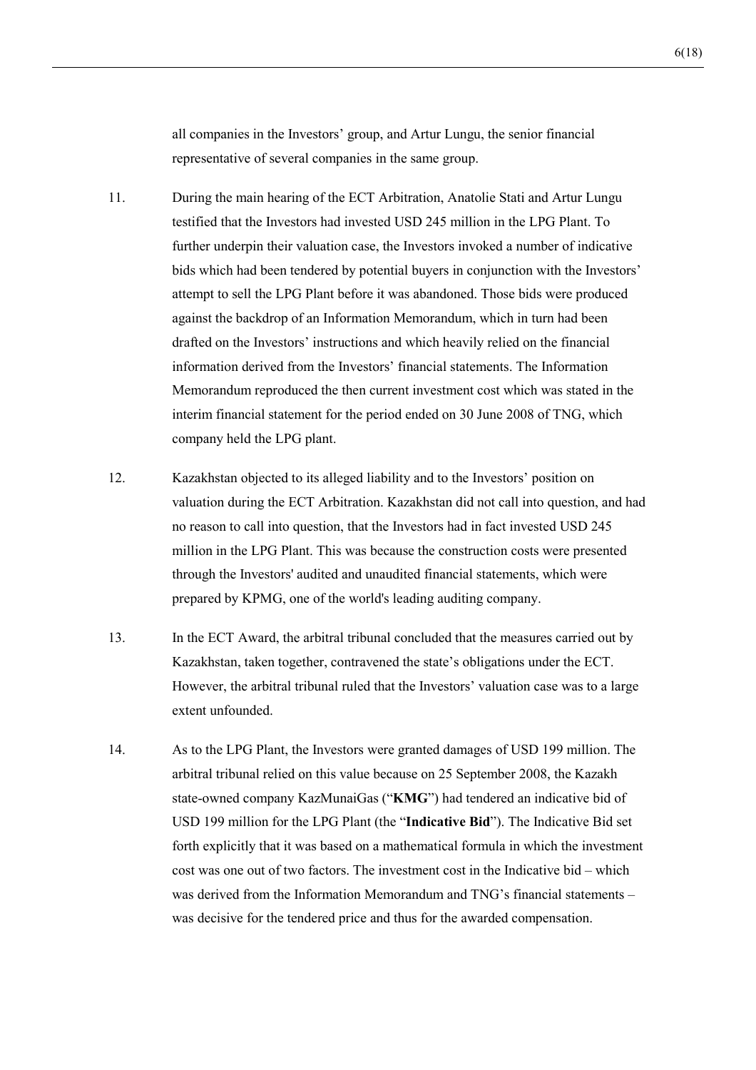all companies in the Investors' group, and Artur Lungu, the senior financial representative of several companies in the same group.

11. During the main hearing of the ECT Arbitration, Anatolie Stati and Artur Lungu testified that the Investors had invested USD 245 million in the LPG Plant. To further underpin their valuation case, the Investors invoked a number of indicative bids which had been tendered by potential buyers in conjunction with the Investors' attempt to sell the LPG Plant before it was abandoned. Those bids were produced against the backdrop of an Information Memorandum, which in turn had been drafted on the Investors' instructions and which heavily relied on the financial information derived from the Investors' financial statements. The Information Memorandum reproduced the then current investment cost which was stated in the interim financial statement for the period ended on 30 June 2008 of TNG, which company held the LPG plant.

12. Kazakhstan objected to its alleged liability and to the Investors' position on valuation during the ECT Arbitration. Kazakhstan did not call into question, and had no reason to call into question, that the Investors had in fact invested USD 245 million in the LPG Plant. This was because the construction costs were presented through the Investors' audited and unaudited financial statements, which were prepared by KPMG, one of the world's leading auditing company.

13. In the ECT Award, the arbitral tribunal concluded that the measures carried out by Kazakhstan, taken together, contravened the state's obligations under the ECT. However, the arbitral tribunal ruled that the Investors' valuation case was to a large extent unfounded.

14. As to the LPG Plant, the Investors were granted damages of USD 199 million. The arbitral tribunal relied on this value because on 25 September 2008, the Kazakh state-owned company KazMunaiGas ("**KMG**") had tendered an indicative bid of USD 199 million for the LPG Plant (the "**Indicative Bid**"). The Indicative Bid set forth explicitly that it was based on a mathematical formula in which the investment cost was one out of two factors. The investment cost in the Indicative bid – which was derived from the Information Memorandum and TNG's financial statements – was decisive for the tendered price and thus for the awarded compensation.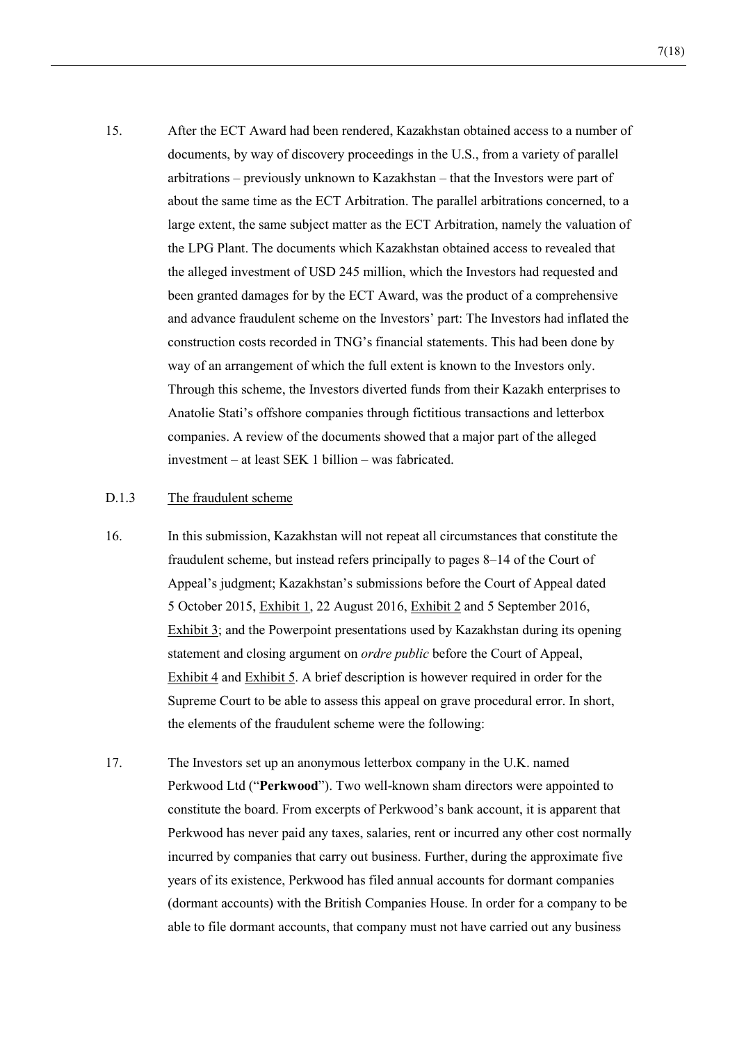15. After the ECT Award had been rendered, Kazakhstan obtained access to a number of documents, by way of discovery proceedings in the U.S., from a variety of parallel arbitrations – previously unknown to Kazakhstan – that the Investors were part of about the same time as the ECT Arbitration. The parallel arbitrations concerned, to a large extent, the same subject matter as the ECT Arbitration, namely the valuation of the LPG Plant. The documents which Kazakhstan obtained access to revealed that the alleged investment of USD 245 million, which the Investors had requested and been granted damages for by the ECT Award, was the product of a comprehensive and advance fraudulent scheme on the Investors' part: The Investors had inflated the construction costs recorded in TNG's financial statements. This had been done by way of an arrangement of which the full extent is known to the Investors only. Through this scheme, the Investors diverted funds from their Kazakh enterprises to Anatolie Stati's offshore companies through fictitious transactions and letterbox companies. A review of the documents showed that a major part of the alleged investment – at least SEK 1 billion – was fabricated.

### D.1.3 The fraudulent scheme

16. In this submission, Kazakhstan will not repeat all circumstances that constitute the fraudulent scheme, but instead refers principally to pages 8–14 of the Court of Appeal's judgment; Kazakhstan's submissions before the Court of Appeal dated 5 October 2015, Exhibit 1, 22 August 2016, Exhibit 2 and 5 September 2016, Exhibit 3; and the Powerpoint presentations used by Kazakhstan during its opening statement and closing argument on *ordre public* before the Court of Appeal, Exhibit 4 and Exhibit 5. A brief description is however required in order for the Supreme Court to be able to assess this appeal on grave procedural error. In short, the elements of the fraudulent scheme were the following:

17. The Investors set up an anonymous letterbox company in the U.K. named Perkwood Ltd ("**Perkwood**"). Two well-known sham directors were appointed to constitute the board. From excerpts of Perkwood's bank account, it is apparent that Perkwood has never paid any taxes, salaries, rent or incurred any other cost normally incurred by companies that carry out business. Further, during the approximate five years of its existence, Perkwood has filed annual accounts for dormant companies (dormant accounts) with the British Companies House. In order for a company to be able to file dormant accounts, that company must not have carried out any business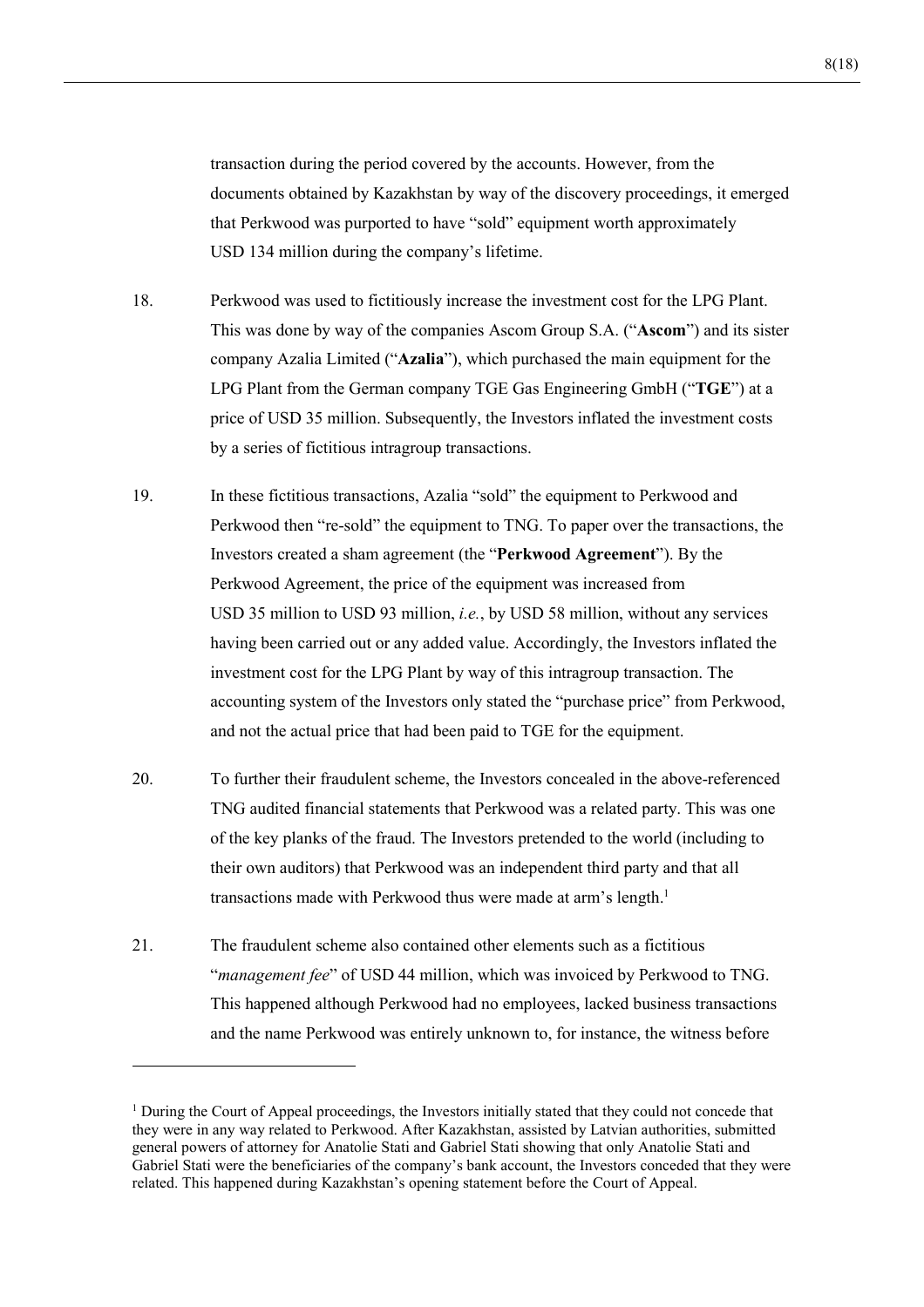transaction during the period covered by the accounts. However, from the documents obtained by Kazakhstan by way of the discovery proceedings, it emerged that Perkwood was purported to have "sold" equipment worth approximately USD 134 million during the company's lifetime.

18. Perkwood was used to fictitiously increase the investment cost for the LPG Plant. This was done by way of the companies Ascom Group S.A. ("**Ascom**") and its sister company Azalia Limited ("**Azalia**"), which purchased the main equipment for the LPG Plant from the German company TGE Gas Engineering GmbH ("**TGE**") at a price of USD 35 million. Subsequently, the Investors inflated the investment costs by a series of fictitious intragroup transactions.

19. In these fictitious transactions, Azalia "sold" the equipment to Perkwood and Perkwood then "re-sold" the equipment to TNG. To paper over the transactions, the Investors created a sham agreement (the "**Perkwood Agreement**"). By the Perkwood Agreement, the price of the equipment was increased from USD 35 million to USD 93 million, *i.e.*, by USD 58 million, without any services having been carried out or any added value. Accordingly, the Investors inflated the investment cost for the LPG Plant by way of this intragroup transaction. The accounting system of the Investors only stated the "purchase price" from Perkwood, and not the actual price that had been paid to TGE for the equipment.

20. To further their fraudulent scheme, the Investors concealed in the above-referenced TNG audited financial statements that Perkwood was a related party. This was one of the key planks of the fraud. The Investors pretended to the world (including to their own auditors) that Perkwood was an independent third party and that all transactions made with Perkwood thus were made at arm's length.[1]

21. The fraudulent scheme also contained other elements such as a fictitious "*management fee*" of USD 44 million, which was invoiced by Perkwood to TNG. This happened although Perkwood had no employees, lacked business transactions and the name Perkwood was entirely unknown to, for instance, the witness before

---

[1] During the Court of Appeal proceedings, the Investors initially stated that they could not concede that they were in any way related to Perkwood. After Kazakhstan, assisted by Latvian authorities, submitted general powers of attorney for Anatolie Stati and Gabriel Stati showing that only Anatolie Stati and Gabriel Stati were the beneficiaries of the company's bank account, the Investors conceded that they were related. This happened during Kazakhstan's opening statement before the Court of Appeal.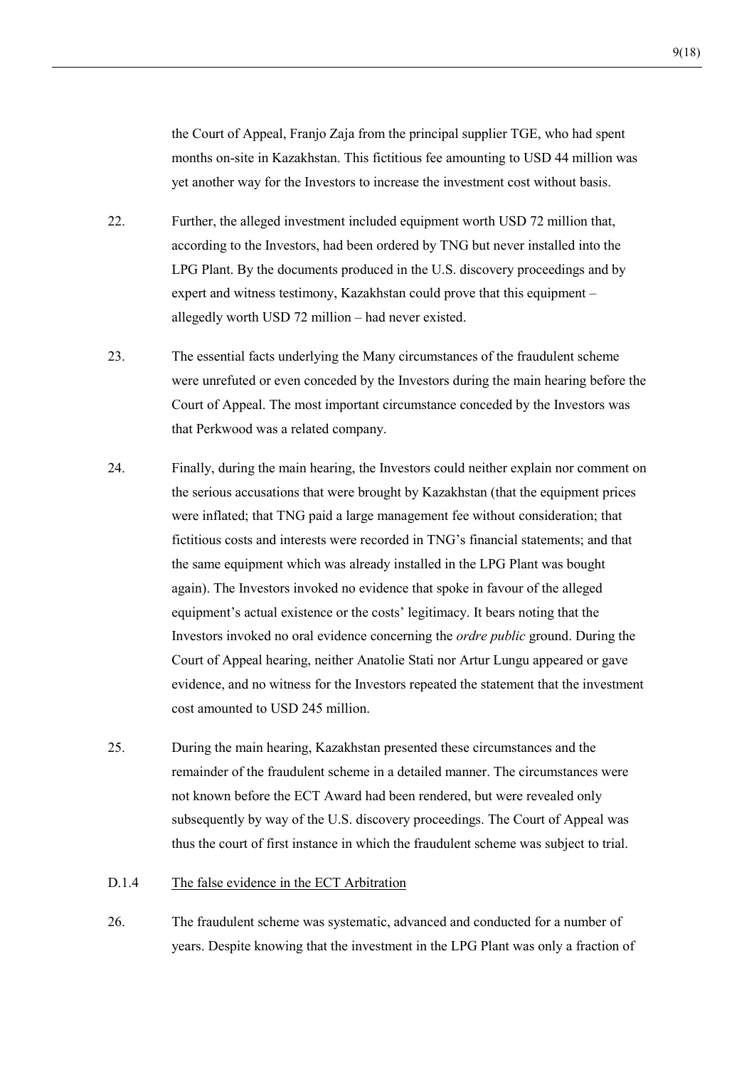the Court of Appeal, Franjo Zaja from the principal supplier TGE, who had spent months on-site in Kazakhstan. This fictitious fee amounting to USD 44 million was yet another way for the Investors to increase the investment cost without basis.

22. Further, the alleged investment included equipment worth USD 72 million that, according to the Investors, had been ordered by TNG but never installed into the LPG Plant. By the documents produced in the U.S. discovery proceedings and by expert and witness testimony, Kazakhstan could prove that this equipment – allegedly worth USD 72 million – had never existed.

23. The essential facts underlying the Many circumstances of the fraudulent scheme were unrefuted or even conceded by the Investors during the main hearing before the Court of Appeal. The most important circumstance conceded by the Investors was that Perkwood was a related company.

24. Finally, during the main hearing, the Investors could neither explain nor comment on the serious accusations that were brought by Kazakhstan (that the equipment prices were inflated; that TNG paid a large management fee without consideration; that fictitious costs and interests were recorded in TNG's financial statements; and that the same equipment which was already installed in the LPG Plant was bought again). The Investors invoked no evidence that spoke in favour of the alleged equipment's actual existence or the costs' legitimacy. It bears noting that the Investors invoked no oral evidence concerning the *ordre public* ground. During the Court of Appeal hearing, neither Anatolie Stati nor Artur Lungu appeared or gave evidence, and no witness for the Investors repeated the statement that the investment cost amounted to USD 245 million.

25. During the main hearing, Kazakhstan presented these circumstances and the remainder of the fraudulent scheme in a detailed manner. The circumstances were not known before the ECT Award had been rendered, but were revealed only subsequently by way of the U.S. discovery proceedings. The Court of Appeal was thus the court of first instance in which the fraudulent scheme was subject to trial.

#### D.1.4 The false evidence in the ECT Arbitration

26. The fraudulent scheme was systematic, advanced and conducted for a number of years. Despite knowing that the investment in the LPG Plant was only a fraction of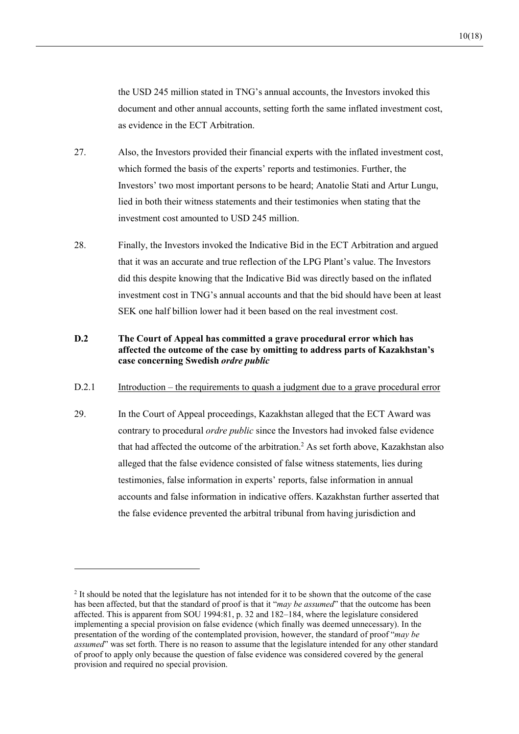the USD 245 million stated in TNG's annual accounts, the Investors invoked this document and other annual accounts, setting forth the same inflated investment cost, as evidence in the ECT Arbitration.

27. Also, the Investors provided their financial experts with the inflated investment cost, which formed the basis of the experts' reports and testimonies. Further, the Investors' two most important persons to be heard; Anatolie Stati and Artur Lungu, lied in both their witness statements and their testimonies when stating that the investment cost amounted to USD 245 million.

28. Finally, the Investors invoked the Indicative Bid in the ECT Arbitration and argued that it was an accurate and true reflection of the LPG Plant's value. The Investors did this despite knowing that the Indicative Bid was directly based on the inflated investment cost in TNG's annual accounts and that the bid should have been at least SEK one half billion lower had it been based on the real investment cost.

### D.2 The Court of Appeal has committed a grave procedural error which has affected the outcome of the case by omitting to address parts of Kazakhstan's case concerning Swedish *ordre public*

#### D.2.1 Introduction – the requirements to quash a judgment due to a grave procedural error

29. In the Court of Appeal proceedings, Kazakhstan alleged that the ECT Award was contrary to procedural *ordre public* since the Investors had invoked false evidence that had affected the outcome of the arbitration.[2] As set forth above, Kazakhstan also alleged that the false evidence consisted of false witness statements, lies during testimonies, false information in experts' reports, false information in annual accounts and false information in indicative offers. Kazakhstan further asserted that the false evidence prevented the arbitral tribunal from having jurisdiction and

---

[2] It should be noted that the legislature has not intended for it to be shown that the outcome of the case has been affected, but that the standard of proof is that it "*may be assumed*" that the outcome has been affected. This is apparent from SOU 1994:81, p. 32 and 182–184, where the legislature considered implementing a special provision on false evidence (which finally was deemed unnecessary). In the presentation of the wording of the contemplated provision, however, the standard of proof "*may be assumed*" was set forth. There is no reason to assume that the legislature intended for any other standard of proof to apply only because the question of false evidence was considered covered by the general provision and required no special provision.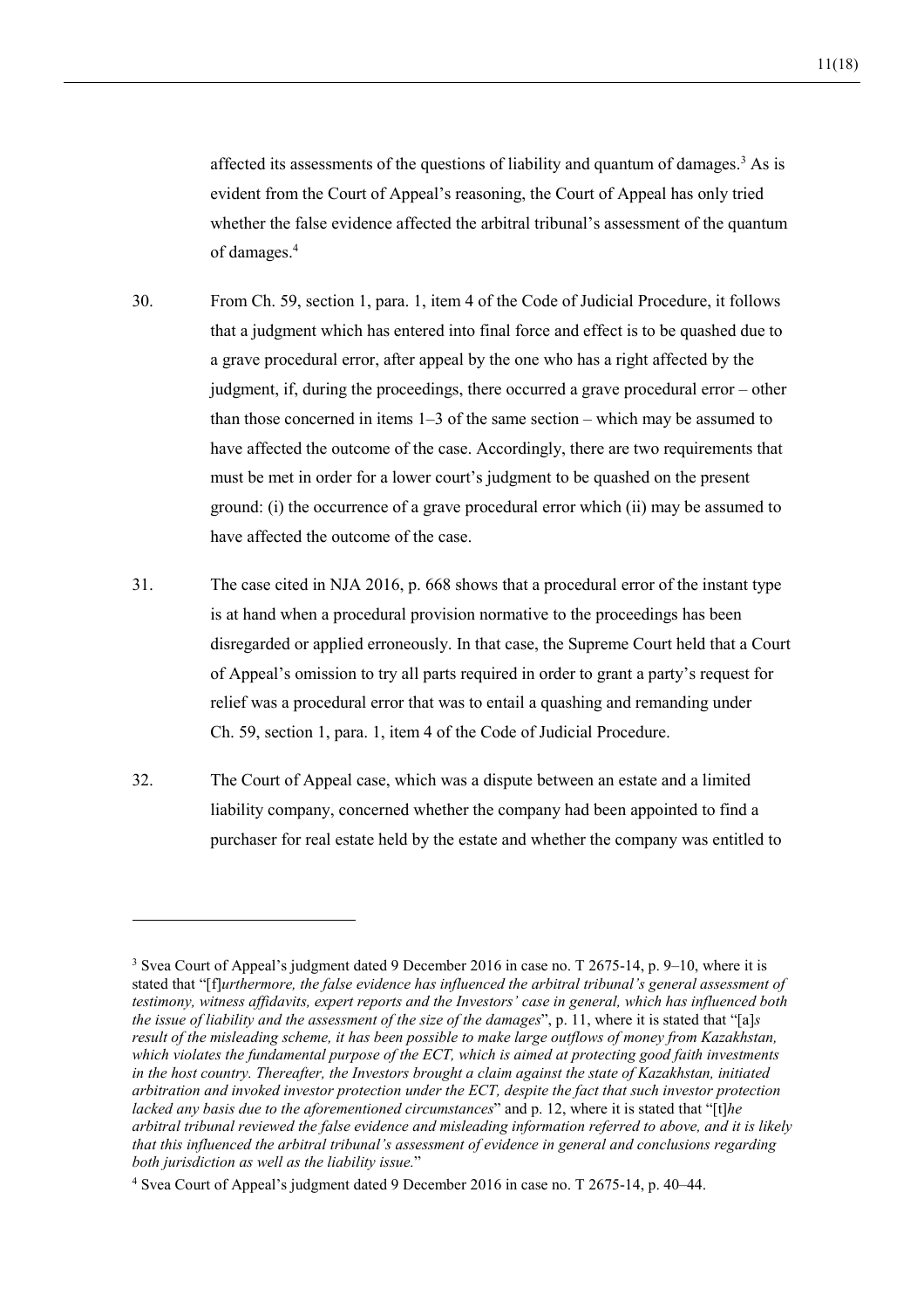affected its assessments of the questions of liability and quantum of damages.[3] As is evident from the Court of Appeal's reasoning, the Court of Appeal has only tried whether the false evidence affected the arbitral tribunal's assessment of the quantum of damages.[4]

30. From Ch. 59, section 1, para. 1, item 4 of the Code of Judicial Procedure, it follows that a judgment which has entered into final force and effect is to be quashed due to a grave procedural error, after appeal by the one who has a right affected by the judgment, if, during the proceedings, there occurred a grave procedural error – other than those concerned in items 1–3 of the same section – which may be assumed to have affected the outcome of the case. Accordingly, there are two requirements that must be met in order for a lower court's judgment to be quashed on the present ground: (i) the occurrence of a grave procedural error which (ii) may be assumed to have affected the outcome of the case.

31. The case cited in NJA 2016, p. 668 shows that a procedural error of the instant type is at hand when a procedural provision normative to the proceedings has been disregarded or applied erroneously. In that case, the Supreme Court held that a Court of Appeal's omission to try all parts required in order to grant a party's request for relief was a procedural error that was to entail a quashing and remanding under Ch. 59, section 1, para. 1, item 4 of the Code of Judicial Procedure.

32. The Court of Appeal case, which was a dispute between an estate and a limited liability company, concerned whether the company had been appointed to find a purchaser for real estate held by the estate and whether the company was entitled to

---

[3] Svea Court of Appeal's judgment dated 9 December 2016 in case no. T 2675-14, p. 9–10, where it is stated that "[f]*urthermore, the false evidence has influenced the arbitral tribunal's general assessment of testimony, witness affidavits, expert reports and the Investors' case in general, which has influenced both the issue of liability and the assessment of the size of the damages*", p. 11, where it is stated that "[a]*s result of the misleading scheme, it has been possible to make large outflows of money from Kazakhstan, which violates the fundamental purpose of the ECT, which is aimed at protecting good faith investments in the host country. Thereafter, the Investors brought a claim against the state of Kazakhstan, initiated arbitration and invoked investor protection under the ECT, despite the fact that such investor protection lacked any basis due to the aforementioned circumstances*" and p. 12, where it is stated that "[t]*he arbitral tribunal reviewed the false evidence and misleading information referred to above, and it is likely that this influenced the arbitral tribunal's assessment of evidence in general and conclusions regarding both jurisdiction as well as the liability issue.*"

[4] Svea Court of Appeal's judgment dated 9 December 2016 in case no. T 2675-14, p. 40–44.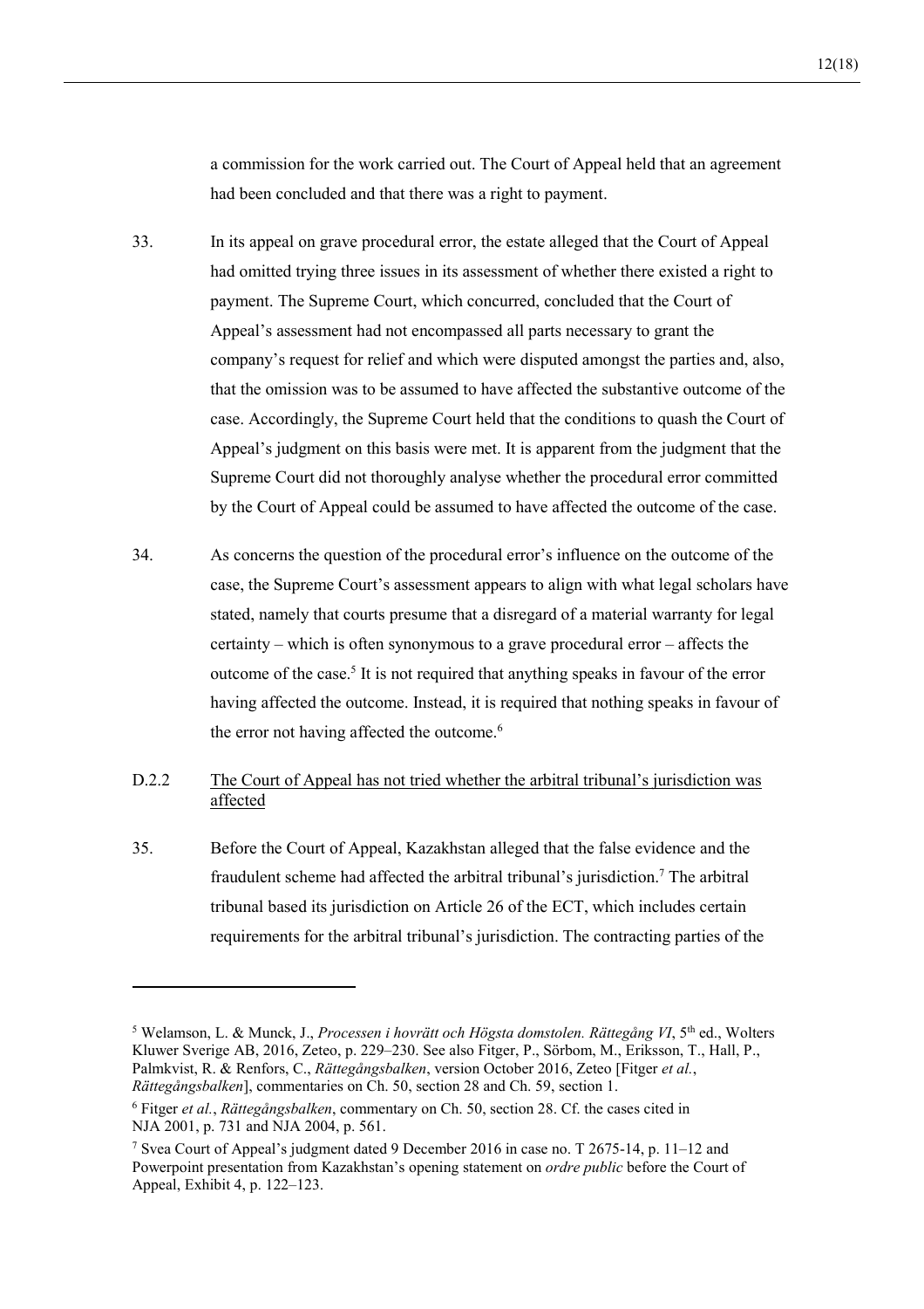a commission for the work carried out. The Court of Appeal held that an agreement had been concluded and that there was a right to payment.

33. In its appeal on grave procedural error, the estate alleged that the Court of Appeal had omitted trying three issues in its assessment of whether there existed a right to payment. The Supreme Court, which concurred, concluded that the Court of Appeal's assessment had not encompassed all parts necessary to grant the company's request for relief and which were disputed amongst the parties and, also, that the omission was to be assumed to have affected the substantive outcome of the case. Accordingly, the Supreme Court held that the conditions to quash the Court of Appeal's judgment on this basis were met. It is apparent from the judgment that the Supreme Court did not thoroughly analyse whether the procedural error committed by the Court of Appeal could be assumed to have affected the outcome of the case.

34. As concerns the question of the procedural error's influence on the outcome of the case, the Supreme Court's assessment appears to align with what legal scholars have stated, namely that courts presume that a disregard of a material warranty for legal certainty – which is often synonymous to a grave procedural error – affects the outcome of the case.[5] It is not required that anything speaks in favour of the error having affected the outcome. Instead, it is required that nothing speaks in favour of the error not having affected the outcome.[6]

D.2.2 <u>The Court of Appeal has not tried whether the arbitral tribunal's jurisdiction was affected</u>

35. Before the Court of Appeal, Kazakhstan alleged that the false evidence and the fraudulent scheme had affected the arbitral tribunal's jurisdiction.[7] The arbitral tribunal based its jurisdiction on Article 26 of the ECT, which includes certain requirements for the arbitral tribunal's jurisdiction. The contracting parties of the

---

[5] Welamson, L. & Munck, J., *Processen i hovrätt och Högsta domstolen. Rättegång VI*, 5th ed., Wolters Kluwer Sverige AB, 2016, Zeteo, p. 229–230. See also Fitger, P., Sörbom, M., Eriksson, T., Hall, P., Palmkvist, R. & Renfors, C., *Rättegångsbalken*, version October 2016, Zeteo [Fitger *et al.*, *Rättegångsbalken*], commentaries on Ch. 50, section 28 and Ch. 59, section 1.

[6] Fitger *et al.*, *Rättegångsbalken*, commentary on Ch. 50, section 28. Cf. the cases cited in NJA 2001, p. 731 and NJA 2004, p. 561.

[7] Svea Court of Appeal's judgment dated 9 December 2016 in case no. T 2675-14, p. 11–12 and Powerpoint presentation from Kazakhstan's opening statement on *ordre public* before the Court of Appeal, Exhibit 4, p. 122–123.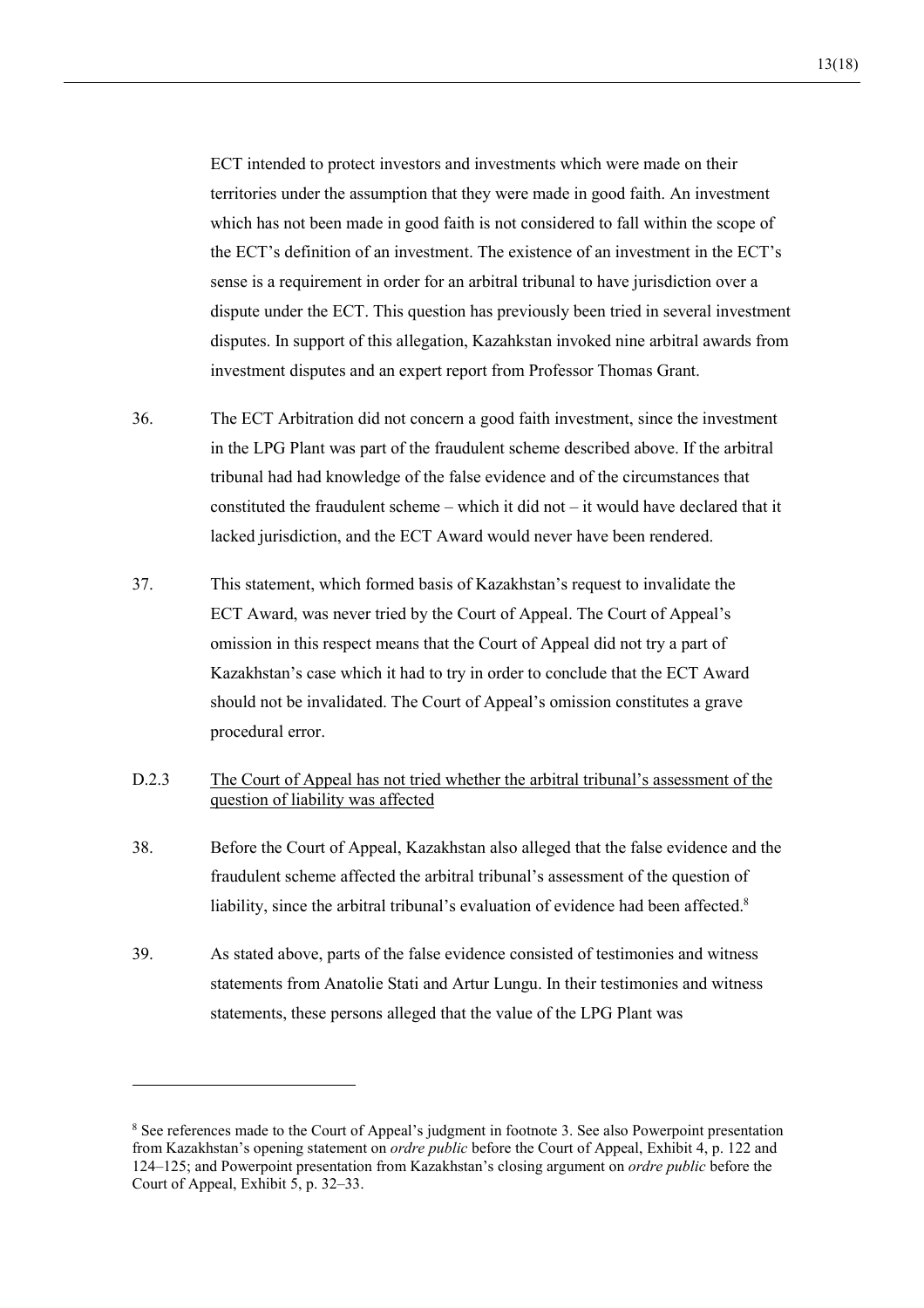ECT intended to protect investors and investments which were made on their territories under the assumption that they were made in good faith. An investment which has not been made in good faith is not considered to fall within the scope of the ECT's definition of an investment. The existence of an investment in the ECT's sense is a requirement in order for an arbitral tribunal to have jurisdiction over a dispute under the ECT. This question has previously been tried in several investment disputes. In support of this allegation, Kazahkstan invoked nine arbitral awards from investment disputes and an expert report from Professor Thomas Grant.

36. The ECT Arbitration did not concern a good faith investment, since the investment in the LPG Plant was part of the fraudulent scheme described above. If the arbitral tribunal had had knowledge of the false evidence and of the circumstances that constituted the fraudulent scheme – which it did not – it would have declared that it lacked jurisdiction, and the ECT Award would never have been rendered.

37. This statement, which formed basis of Kazakhstan's request to invalidate the ECT Award, was never tried by the Court of Appeal. The Court of Appeal's omission in this respect means that the Court of Appeal did not try a part of Kazakhstan's case which it had to try in order to conclude that the ECT Award should not be invalidated. The Court of Appeal's omission constitutes a grave procedural error.

D.2.3 <u>The Court of Appeal has not tried whether the arbitral tribunal's assessment of the question of liability was affected</u>

38. Before the Court of Appeal, Kazakhstan also alleged that the false evidence and the fraudulent scheme affected the arbitral tribunal's assessment of the question of liability, since the arbitral tribunal's evaluation of evidence had been affected.[8]

39. As stated above, parts of the false evidence consisted of testimonies and witness statements from Anatolie Stati and Artur Lungu. In their testimonies and witness statements, these persons alleged that the value of the LPG Plant was

[8] See references made to the Court of Appeal's judgment in footnote 3. See also Powerpoint presentation from Kazakhstan's opening statement on *ordre public* before the Court of Appeal, Exhibit 4, p. 122 and 124–125; and Powerpoint presentation from Kazakhstan's closing argument on *ordre public* before the Court of Appeal, Exhibit 5, p. 32–33.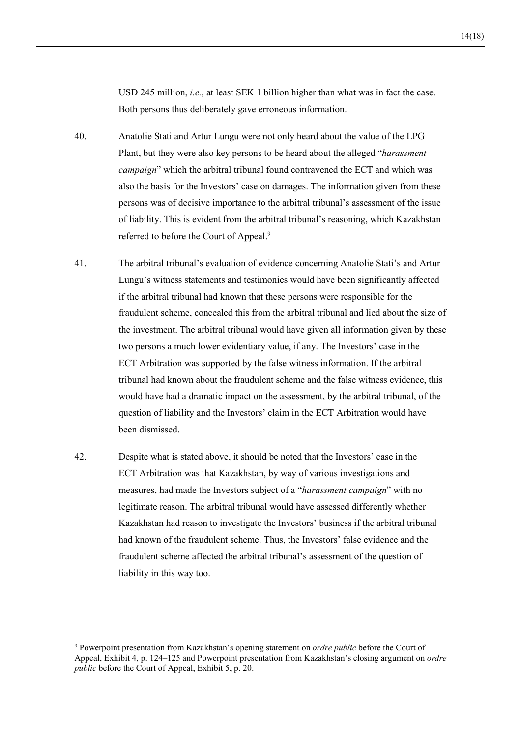USD 245 million, *i.e.*, at least SEK 1 billion higher than what was in fact the case. Both persons thus deliberately gave erroneous information.

40. Anatolie Stati and Artur Lungu were not only heard about the value of the LPG Plant, but they were also key persons to be heard about the alleged "*harassment campaign*" which the arbitral tribunal found contravened the ECT and which was also the basis for the Investors' case on damages. The information given from these persons was of decisive importance to the arbitral tribunal's assessment of the issue of liability. This is evident from the arbitral tribunal's reasoning, which Kazakhstan referred to before the Court of Appeal.[9]

41. The arbitral tribunal's evaluation of evidence concerning Anatolie Stati's and Artur Lungu's witness statements and testimonies would have been significantly affected if the arbitral tribunal had known that these persons were responsible for the fraudulent scheme, concealed this from the arbitral tribunal and lied about the size of the investment. The arbitral tribunal would have given all information given by these two persons a much lower evidentiary value, if any. The Investors' case in the ECT Arbitration was supported by the false witness information. If the arbitral tribunal had known about the fraudulent scheme and the false witness evidence, this would have had a dramatic impact on the assessment, by the arbitral tribunal, of the question of liability and the Investors' claim in the ECT Arbitration would have been dismissed.

42. Despite what is stated above, it should be noted that the Investors' case in the ECT Arbitration was that Kazakhstan, by way of various investigations and measures, had made the Investors subject of a "*harassment campaign*" with no legitimate reason. The arbitral tribunal would have assessed differently whether Kazakhstan had reason to investigate the Investors' business if the arbitral tribunal had known of the fraudulent scheme. Thus, the Investors' false evidence and the fraudulent scheme affected the arbitral tribunal's assessment of the question of liability in this way too.

---

[9] Powerpoint presentation from Kazakhstan's opening statement on *ordre public* before the Court of Appeal, Exhibit 4, p. 124–125 and Powerpoint presentation from Kazakhstan's closing argument on *ordre public* before the Court of Appeal, Exhibit 5, p. 20.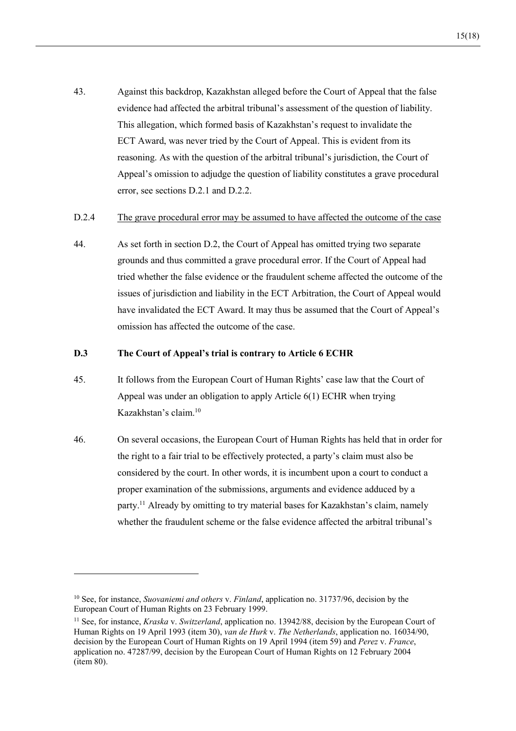43. Against this backdrop, Kazakhstan alleged before the Court of Appeal that the false evidence had affected the arbitral tribunal's assessment of the question of liability. This allegation, which formed basis of Kazakhstan's request to invalidate the ECT Award, was never tried by the Court of Appeal. This is evident from its reasoning. As with the question of the arbitral tribunal's jurisdiction, the Court of Appeal's omission to adjudge the question of liability constitutes a grave procedural error, see sections D.2.1 and D.2.2.

D.2.4 The grave procedural error may be assumed to have affected the outcome of the case

44. As set forth in section D.2, the Court of Appeal has omitted trying two separate grounds and thus committed a grave procedural error. If the Court of Appeal had tried whether the false evidence or the fraudulent scheme affected the outcome of the issues of jurisdiction and liability in the ECT Arbitration, the Court of Appeal would have invalidated the ECT Award. It may thus be assumed that the Court of Appeal's omission has affected the outcome of the case.

### D.3 The Court of Appeal's trial is contrary to Article 6 ECHR

45. It follows from the European Court of Human Rights' case law that the Court of Appeal was under an obligation to apply Article 6(1) ECHR when trying Kazakhstan's claim.[10]

46. On several occasions, the European Court of Human Rights has held that in order for the right to a fair trial to be effectively protected, a party's claim must also be considered by the court. In other words, it is incumbent upon a court to conduct a proper examination of the submissions, arguments and evidence adduced by a party.[11] Already by omitting to try material bases for Kazakhstan's claim, namely whether the fraudulent scheme or the false evidence affected the arbitral tribunal's

---

[10] See, for instance, *Suovaniemi and others* v. *Finland*, application no. 31737/96, decision by the European Court of Human Rights on 23 February 1999.

[11] See, for instance, *Kraska* v. *Switzerland*, application no. 13942/88, decision by the European Court of Human Rights on 19 April 1993 (item 30), *van de Hurk* v. *The Netherlands*, application no. 16034/90, decision by the European Court of Human Rights on 19 April 1994 (item 59) and *Perez* v. *France*, application no. 47287/99, decision by the European Court of Human Rights on 12 February 2004 (item 80).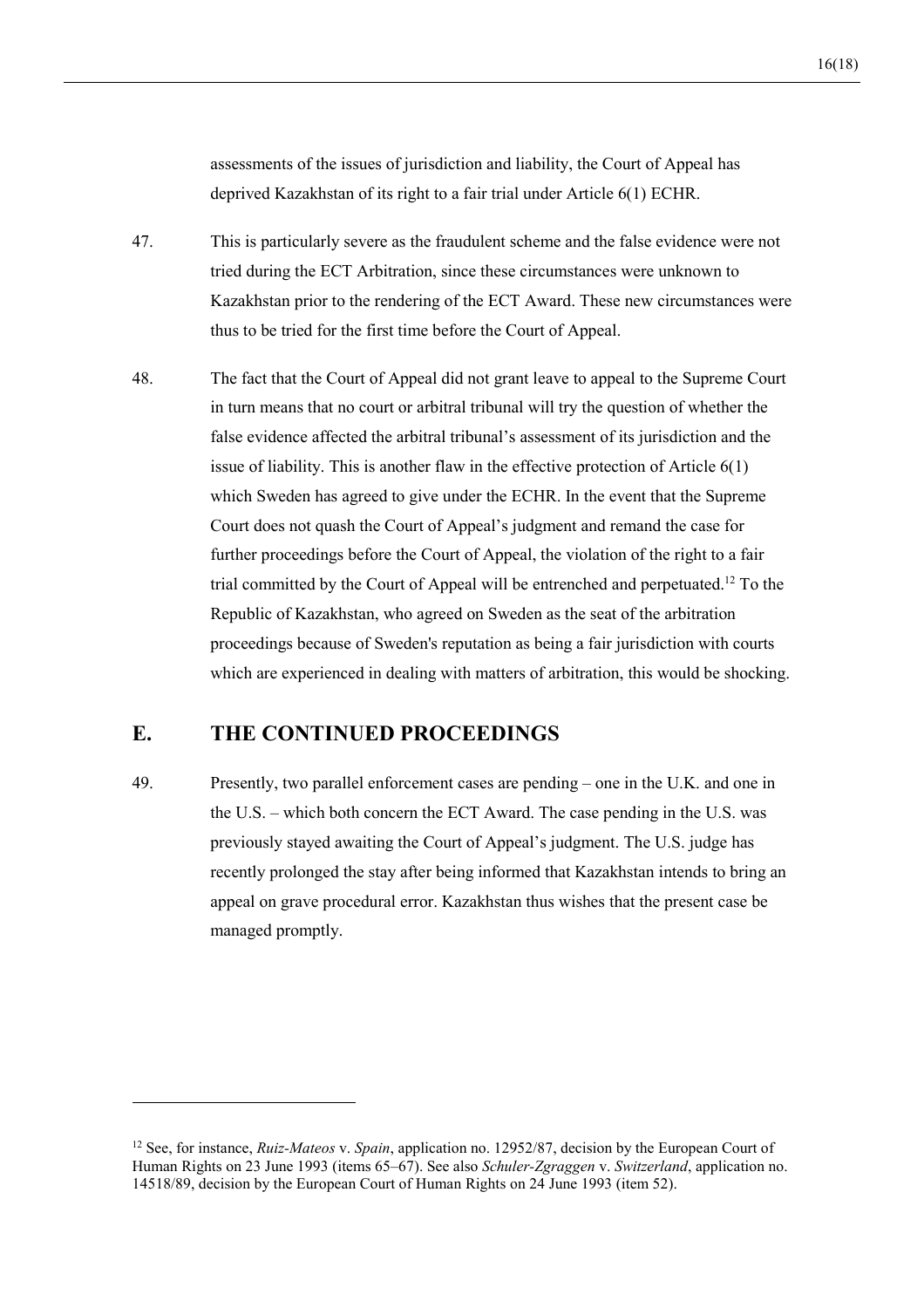assessments of the issues of jurisdiction and liability, the Court of Appeal has deprived Kazakhstan of its right to a fair trial under Article 6(1) ECHR.

47. This is particularly severe as the fraudulent scheme and the false evidence were not tried during the ECT Arbitration, since these circumstances were unknown to Kazakhstan prior to the rendering of the ECT Award. These new circumstances were thus to be tried for the first time before the Court of Appeal.

48. The fact that the Court of Appeal did not grant leave to appeal to the Supreme Court in turn means that no court or arbitral tribunal will try the question of whether the false evidence affected the arbitral tribunal's assessment of its jurisdiction and the issue of liability. This is another flaw in the effective protection of Article 6(1) which Sweden has agreed to give under the ECHR. In the event that the Supreme Court does not quash the Court of Appeal's judgment and remand the case for further proceedings before the Court of Appeal, the violation of the right to a fair trial committed by the Court of Appeal will be entrenched and perpetuated.[12] To the Republic of Kazakhstan, who agreed on Sweden as the seat of the arbitration proceedings because of Sweden's reputation as being a fair jurisdiction with courts which are experienced in dealing with matters of arbitration, this would be shocking.

## E. THE CONTINUED PROCEEDINGS

49. Presently, two parallel enforcement cases are pending – one in the U.K. and one in the U.S. – which both concern the ECT Award. The case pending in the U.S. was previously stayed awaiting the Court of Appeal's judgment. The U.S. judge has recently prolonged the stay after being informed that Kazakhstan intends to bring an appeal on grave procedural error. Kazakhstan thus wishes that the present case be managed promptly.

---

[12] See, for instance, *Ruiz-Mateos* v. *Spain*, application no. 12952/87, decision by the European Court of Human Rights on 23 June 1993 (items 65–67). See also *Schuler-Zgraggen* v. *Switzerland*, application no. 14518/89, decision by the European Court of Human Rights on 24 June 1993 (item 52).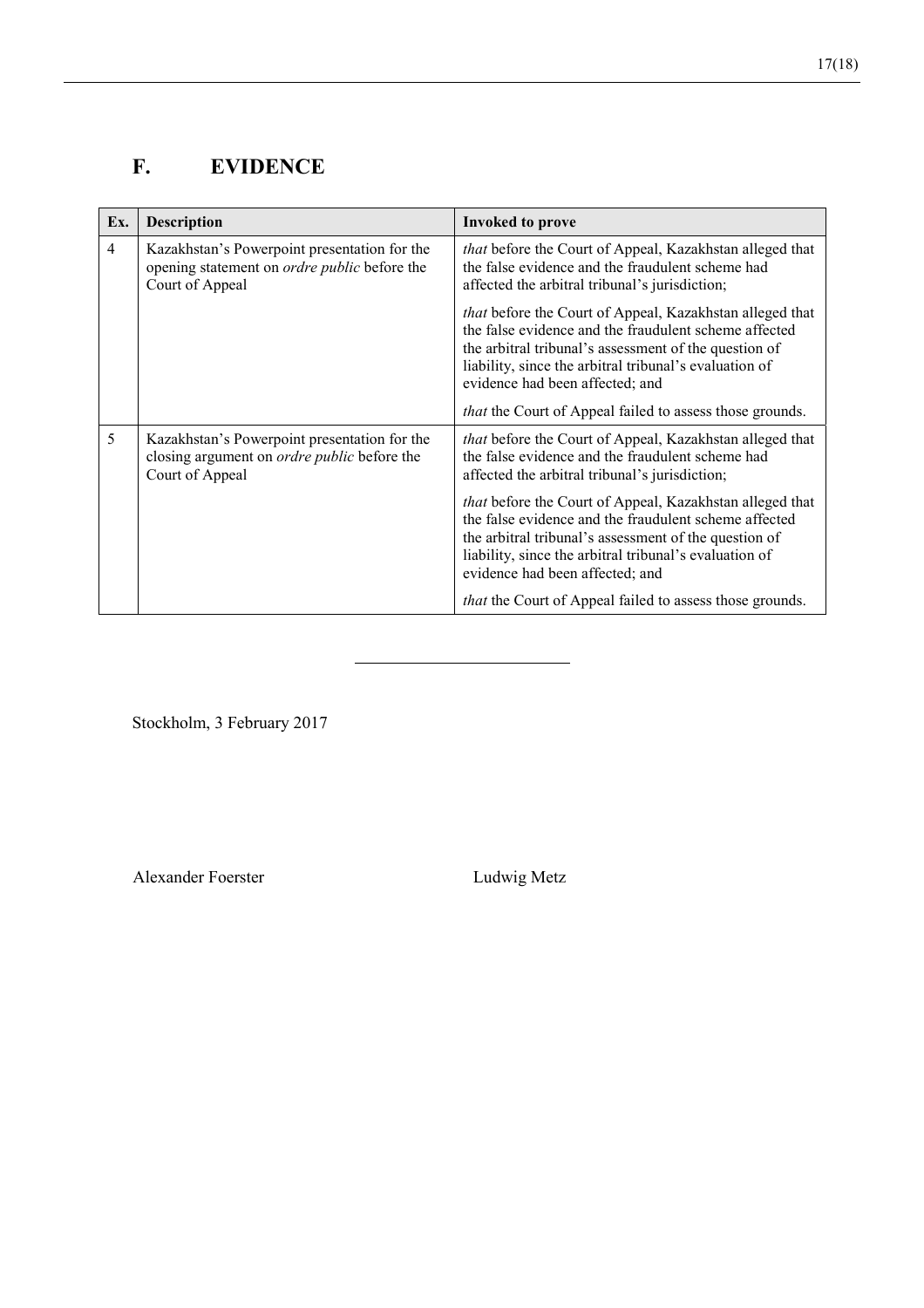## F. EVIDENCE

| Ex. | Description | Invoked to prove |
|---|---|---|
| 4 | Kazakhstan's Powerpoint presentation for the opening statement on *ordre public* before the Court of Appeal | *that* before the Court of Appeal, Kazakhstan alleged that the false evidence and the fraudulent scheme had affected the arbitral tribunal's jurisdiction;<br><br>*that* before the Court of Appeal, Kazakhstan alleged that the false evidence and the fraudulent scheme affected the arbitral tribunal's assessment of the question of liability, since the arbitral tribunal's evaluation of evidence had been affected; and<br><br>*that* the Court of Appeal failed to assess those grounds. |
| 5 | Kazakhstan's Powerpoint presentation for the closing argument on *ordre public* before the Court of Appeal | *that* before the Court of Appeal, Kazakhstan alleged that the false evidence and the fraudulent scheme had affected the arbitral tribunal's jurisdiction;<br><br>*that* before the Court of Appeal, Kazakhstan alleged that the false evidence and the fraudulent scheme affected the arbitral tribunal's assessment of the question of liability, since the arbitral tribunal's evaluation of evidence had been affected; and<br><br>*that* the Court of Appeal failed to assess those grounds. |

---

Stockholm, 3 February 2017

Alexander Foerster Ludwig Metz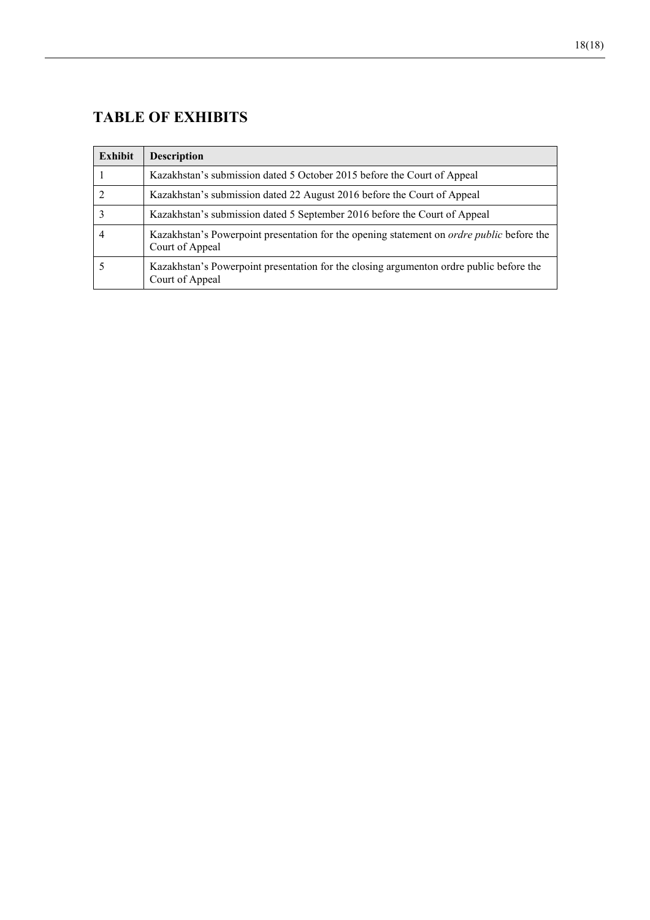## TABLE OF EXHIBITS

| Exhibit | Description |
|---|---|
| 1 | Kazakhstan's submission dated 5 October 2015 before the Court of Appeal |
| 2 | Kazakhstan's submission dated 22 August 2016 before the Court of Appeal |
| 3 | Kazakhstan's submission dated 5 September 2016 before the Court of Appeal |
| 4 | Kazakhstan's Powerpoint presentation for the opening statement on *ordre public* before the Court of Appeal |
| 5 | Kazakhstan's Powerpoint presentation for the closing argumenton ordre public before the Court of Appeal |